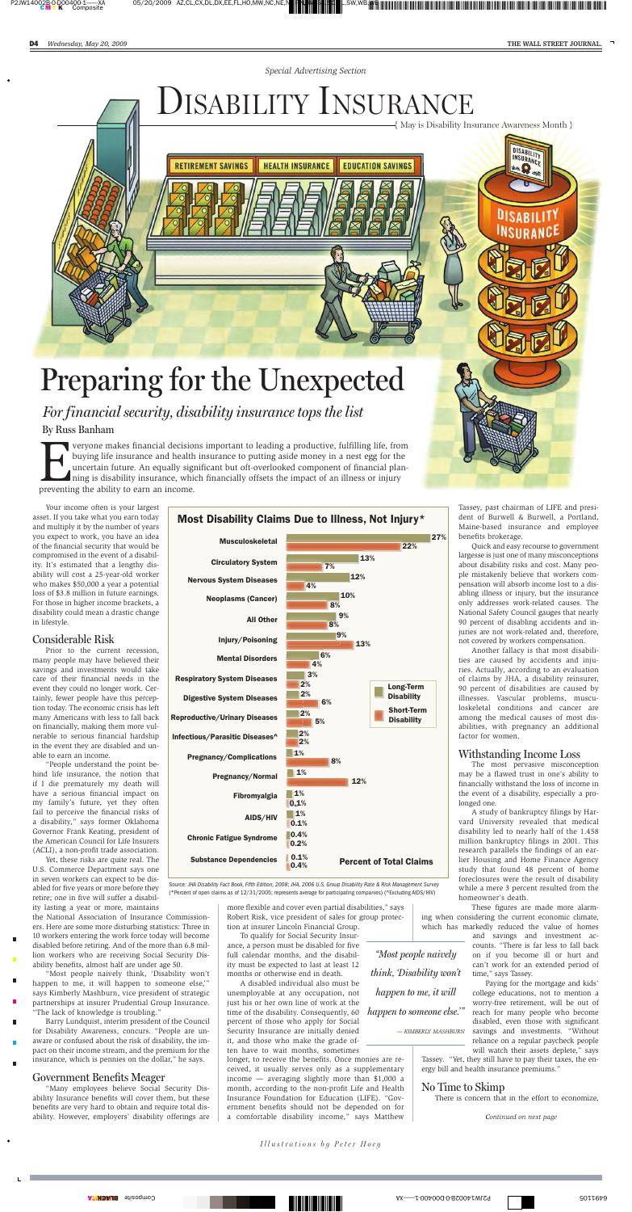*Special Advertising Section*

# Disability Insurance

{ May is Disability Insurance Awareness Month }

# Preparing for the Unexpected

## *For financial security, disability insurance tops the list*

By Russ Banham

Everyone makes financial decisions important to leading a productive, fulfilling life, from buying life insurance and health insurance to putting aside money in a nest egg for the uncertain future. An equally significant but oft-overlooked component of financial planning is disability insurance, which financially offsets the impact of an illness or injury preventing the ability to earn an income.

Your income often is your largest asset. If you take what you earn today and multiply it by the number of years you expect to work, you have an idea of the financial security that would be compromised in the event of a disability. It's estimated that a lengthy disability will cost a 25-year-old worker who makes $50,000 a year a potential loss of $3.8 million in future earnings. For those in higher income brackets, a disability could mean a drastic change in lifestyle.

### Considerable Risk

Prior to the current recession, many people may have believed their savings and investments would take care of their financial needs in the event they could no longer work. Certainly, fewer people have this perception today. The economic crisis has left many Americans with less to fall back on financially, making them more vulnerable to serious financial hardship in the event they are disabled and unable to earn an income.

"People understand the point behind life insurance, the notion that if I die prematurely my death will have a serious financial impact on my family's future, yet they often fail to perceive the financial risks of a disability," says former Oklahoma Governor Frank Keating, president of the American Council for Life Insurers (ACLI), a non-profit trade association.

Yet, these risks are quite real. The U.S. Commerce Department says one in seven workers can expect to be disabled for five years or more before they retire; one in five will suffer a disability lasting a year or more, maintains the National Association of Insurance Commissioners. Here are some more disturbing statistics: Three in 10 workers entering the work force today will become disabled before retiring. And of the more than 6.8 million workers who are receiving Social Security Disability benefits, almost half are under age 50.

"Most people naively think, 'Disability won't happen to me, it will happen to someone else,'" says Kimberly Mashburn, vice president of strategic partnerships at insurer Prudential Group Insurance. "The lack of knowledge is troubling."

Barry Lundquist, interim president of the Council for Disability Awareness, concurs. "People are unaware or confused about the risk of disability, the impact on their income stream, and the premium for the insurance, which is pennies on the dollar," he says.

### Government Benefits Meager

"Many employees believe Social Security Disability Insurance benefits will cover them, but these benefits are very hard to obtain and require total disability. However, employers' disability offerings are more flexible and cover even partial disabilities," says Robert Risk, vice president of sales for group protection at insurer Lincoln Financial Group.

To qualify for Social Security Insurance, a person must be disabled for five full calendar months, and the disability must be expected to last at least 12 months or otherwise end in death.

A disabled individual also must be unemployable at any occupation, not just his or her own line of work at the time of the disability. Consequently, 60 percent of those who apply for Social Security Insurance are initially denied it, and those who make the grade often have to wait months, sometimes longer, to receive the benefits. Once monies are received, it usually serves only as a supplementary income — averaging slightly more than $1,000 a month, according to the non-profit Life and Health Insurance Foundation for Education (LIFE). "Government benefits should not be depended on for a comfortable disability income," says Matthew Tassey, past chairman of LIFE and president of Burwell & Burwell, a Portland, Maine-based insurance and employee benefits brokerage.

Quick and easy recourse to government largesse is just one of many misconceptions about disability risks and cost. Many people mistakenly believe that workers compensation will absorb income lost to a disabling illness or injury, but the insurance only addresses work-related causes. The National Safety Council gauges that nearly 90 percent of disabling accidents and injuries are not work-related and, therefore, not covered by workers compensation.

Another fallacy is that most disabilities are caused by accidents and injuries. Actually, according to an evaluation of claims by JHA, a disability reinsurer, 90 percent of disabilities are caused by illnesses. Vascular problems, musculoskeletal conditions and cancer are among the medical causes of most disabilities, with pregnancy an additional factor for women.

### Most Disability Claims Due to Illness, Not Injury*

| Cause | Long-Term Disability | Short-Term Disability |
|---|---|---|
| Musculoskeletal | 27% | 22% |
| Circulatory System | 13% | 7% |
| Nervous System Diseases | 12% | 4% |
| Neoplasms (Cancer) | 10% | 8% |
| All Other | 9% | 8% |
| Injury/Poisoning | 9% | 13% |
| Mental Disorders | 6% | 4% |
| Respiratory System Diseases | 3% | 2% |
| Digestive System Diseases | 2% | 6% |
| Reproductive/Urinary Diseases | 2% | 5% |
| Infectious/Parasitic Diseases^ | 2% | 2% |
| Pregnancy/Complications | 1% | 8% |
| Pregnancy/Normal | 1% | 12% |
| Fibromyalgia | 1% | 0.1% |
| AIDS/HIV | 1% | 0.1% |
| Chronic Fatigue Syndrome | 0.4% | 0.2% |
| Substance Dependencies | 0.1% | 0.4% |

Percent of Total Claims

Source: *JHA Disability Fact Book, Fifth Edition, 2008; JHA, 2006 U.S. Group Disability Rate & Risk Management Survey* (*Percent of open claims as of 12/31/2005; represents average for participating companies) (^Excluding AIDS/HIV)

*"Most people naively think, 'Disability won't happen to me, it will happen to someone else.'"*
— KIMBERLY MASHBURN

### Withstanding Income Loss

The most pervasive misconception may be a flawed trust in one's ability to financially withstand the loss of income in the event of a disability, especially a prolonged one.

A study of bankruptcy filings by Harvard University revealed that medical disability led to nearly half of the 1.458 million bankruptcy filings in 2001. This research parallels the findings of an earlier Housing and Home Finance Agency study that found 48 percent of home foreclosures were the result of disability while a mere 3 percent resulted from the homeowner's death.

These figures are made more alarming when considering the current economic climate, which has markedly reduced the value of homes and savings and investment accounts. "There is far less to fall back on if you become ill or hurt and can't work for an extended period of time," says Tassey.

Paying for the mortgage and kids' college educations, not to mention a worry-free retirement, will be out of reach for many people who become disabled, even those with significant savings and investments. "Without reliance on a regular paycheck people will watch their assets deplete," says Tassey. "Yet, they still have to pay their taxes, the energy bill and health insurance premiums."

### No Time to Skimp

There is concern that in the effort to economize,

*Continued on next page*

*Illustrations by Peter Hoey*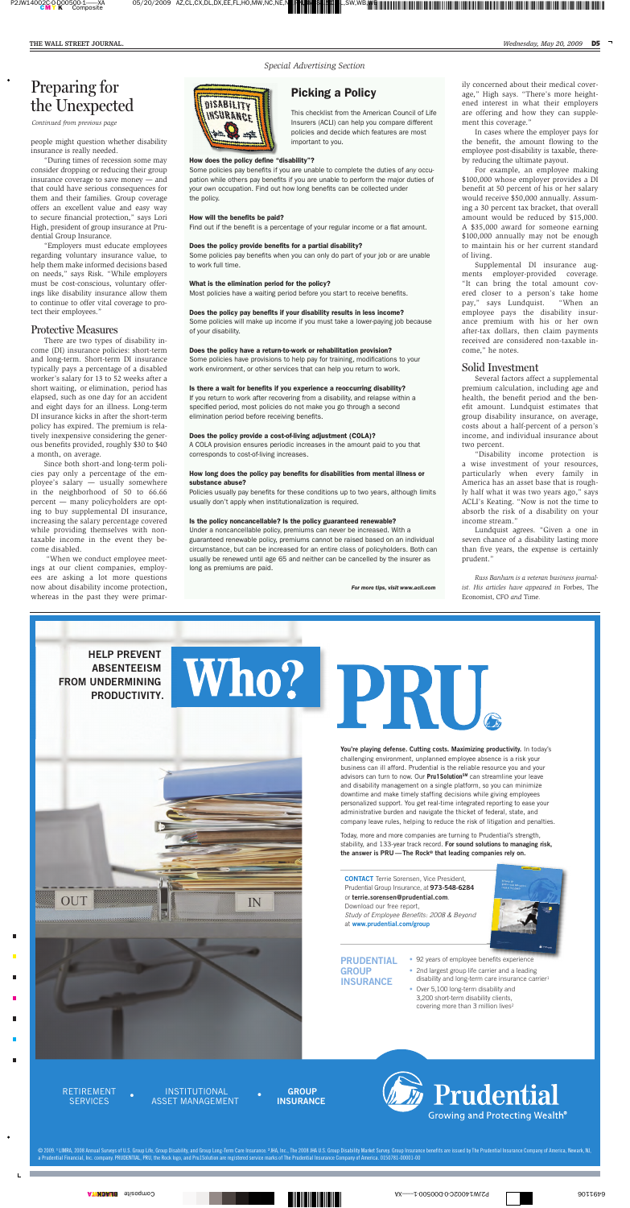*Special Advertising Section*

# Preparing for the Unexpected

*Continued from previous page*

people might question whether disability insurance is really needed.

"During times of recession some may consider dropping or reducing their group insurance coverage to save money — and that could have serious consequences for them and their families. Group coverage offers an excellent value and easy way to secure financial protection," says Lori High, president of group insurance at Prudential Group Insurance.

"Employers must educate employees regarding voluntary insurance value, to help them make informed decisions based on needs," says Risk. "While employers must be cost-conscious, voluntary offerings like disability insurance allow them to continue to offer vital coverage to protect their employees."

## Protective Measures

There are two types of disability income (DI) insurance policies: short-term and long-term. Short-term DI insurance typically pays a percentage of a disabled worker's salary for 13 to 52 weeks after a short waiting, or elimination, period has elapsed, such as one day for an accident and eight days for an illness. Long-term DI insurance kicks in after the short-term policy has expired. The premium is relatively inexpensive considering the generous benefits provided, roughly $30 to $40 a month, on average.

Since both short-and long-term policies pay only a percentage of the employee's salary — usually somewhere in the neighborhood of 50 to 66.66 percent — many policyholders are opting to buy supplemental DI insurance, increasing the salary percentage covered while providing themselves with nontaxable income in the event they become disabled.

"When we conduct employee meetings at our client companies, employees are asking a lot more questions now about disability income protection, whereas in the past they were primarily concerned about their medical coverage," High says. "There's more heightened interest in what their employers are offering and how they can supplement this coverage."

In cases where the employer pays for the benefit, the amount flowing to the employee post-disability is taxable, thereby reducing the ultimate payout.

For example, an employee making $100,000 whose employer provides a DI benefit at 50 percent of his or her salary would receive $50,000 annually. Assuming a 30 percent tax bracket, that overall amount would be reduced by $15,000. A $35,000 award for someone earning $100,000 annually may not be enough to maintain his or her current standard of living.

Supplemental DI insurance augments employer-provided coverage. "It can bring the total amount covered closer to a person's take home pay," says Lundquist. "When an employee pays the disability insurance premium with his or her own after-tax dollars, then claim payments received are considered non-taxable income," he notes.

## Solid Investment

Several factors affect a supplemental premium calculation, including age and health, the benefit period and the benefit amount. Lundquist estimates that group disability insurance, on average, costs about a half-percent of a person's income, and individual insurance about two percent.

"Disability income protection is a wise investment of your resources, particularly when every family in America has an asset base that is roughly half what it was two years ago," says ACLI's Keating. "Now is not the time to absorb the risk of a disability on your income stream."

Lundquist agrees. "Given a one in seven chance of a disability lasting more than five years, the expense is certainly prudent."

*Russ Banham is a veteran business journalist. His articles have appeared in* Forbes, The Economist, CFO *and* Time.

## Picking a Policy

This checklist from the American Council of Life Insurers (ACLI) can help you compare different policies and decide which features are most important to you.

**How does the policy define "disability"?**
Some policies pay benefits if you are unable to complete the duties of *any* occupation while others pay benefits if you are unable to perform the major duties of your *own* occupation. Find out how long benefits can be collected under the policy.

**How will the benefits be paid?**
Find out if the benefit is a percentage of your regular income or a flat amount.

**Does the policy provide benefits for a partial disability?**
Some policies pay benefits when you can only do part of your job or are unable to work full time.

**What is the elimination period for the policy?**
Most policies have a waiting period before you start to receive benefits.

**Does the policy pay benefits if your disability results in less income?**
Some policies will make up income if you must take a lower-paying job because of your disability.

**Does the policy have a return-to-work or rehabilitation provision?**
Some policies have provisions to help pay for training, modifications to your work environment, or other services that can help you return to work.

**Is there a wait for benefits if you experience a reoccurring disability?**
If you return to work after recovering from a disability, and relapse within a specified period, most policies do not make you go through a second elimination period before receiving benefits.

**Does the policy provide a cost-of-living adjustment (COLA)?**
A COLA provision ensures periodic increases in the amount paid to you that corresponds to cost-of-living increases.

**How long does the policy pay benefits for disabilities from mental illness or substance abuse?**
Policies usually pay benefits for these conditions up to two years, although limits usually don't apply when institutionalization is required.

**Is the policy noncancellable? Is the policy guaranteed renewable?**
Under a noncancellable policy, premiums can never be increased. With a guaranteed renewable policy, premiums cannot be raised based on an individual circumstance, but can be increased for an entire class of policyholders. Both can usually be renewed until age 65 and neither can be cancelled by the insurer as long as premiums are paid.

***For more tips, visit www.acli.com***

**HELP PREVENT ABSENTEEISM FROM UNDERMINING PRODUCTIVITY.**

**Who? PRU.**

**You're playing defense. Cutting costs. Maximizing productivity.** In today's challenging environment, unplanned employee absence is a risk your business can ill afford. Prudential is the reliable resource you and your advisors can turn to now. Our **Pru1Solution℠** can streamline your leave and disability management on a single platform, so you can minimize downtime and make timely staffing decisions while giving employees personalized support. You get real-time integrated reporting to ease your administrative burden and navigate the thicket of federal, state, and company leave rules, helping to reduce the risk of litigation and penalties.

Today, more and more companies are turning to Prudential's strength, stability, and 133-year track record. **For sound solutions to managing risk, the answer is PRU — The Rock® that leading companies rely on.**

**CONTACT** Terrie Sorensen, Vice President, Prudential Group Insurance, at **973-548-6284** or **terrie.sorensen@prudential.com**.
Download our free report, *Study of Employee Benefits: 2008 & Beyond* at **www.prudential.com/group**

**PRUDENTIAL GROUP INSURANCE**

- 92 years of employee benefits experience
- 2nd largest group life carrier and a leading disability and long-term care insurance carrier[1]
- Over 5,100 long-term disability and 3,200 short-term disability clients, covering more than 3 million lives[2]

RETIREMENT SERVICES • INSTITUTIONAL ASSET MANAGEMENT • **GROUP INSURANCE**

**Prudential** Growing and Protecting Wealth®

© 2009. [1] LIMRA, 2008 Annual Surveys of U.S. Group Life, Group Disability, and Group Long-Term Care Insurance. [2] JHA, Inc., The 2008 JHA U.S. Group Disability Market Survey. Group Insurance benefits are issued by The Prudential Insurance Company of America, Newark, NJ, a Prudential Financial, Inc. company. PRUDENTIAL, PRU, the Rock logo, and Pru1Solution are registered service marks of The Prudential Insurance Company of America. 0150781-00001-00